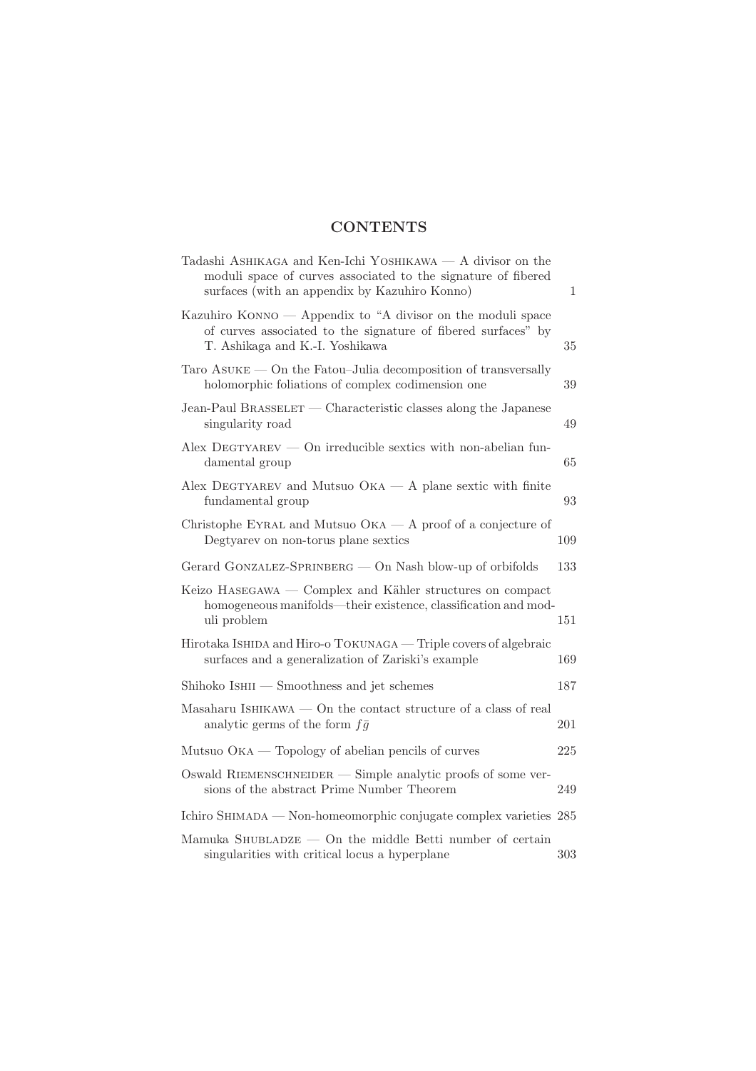# CONTENTS

| | |
|---|---|
| Tadashi Ashikaga and Ken-Ichi Yoshikawa — A divisor on the moduli space of curves associated to the signature of fibered surfaces (with an appendix by Kazuhiro Konno) | 1 |
| Kazuhiro Konno — Appendix to "A divisor on the moduli space of curves associated to the signature of fibered surfaces" by T. Ashikaga and K.-I. Yoshikawa | 35 |
| Taro Asuke — On the Fatou–Julia decomposition of transversally holomorphic foliations of complex codimension one | 39 |
| Jean-Paul Brasselet — Characteristic classes along the Japanese singularity road | 49 |
| Alex Degtyarev — On irreducible sextics with non-abelian fundamental group | 65 |
| Alex Degtyarev and Mutsuo Oka — A plane sextic with finite fundamental group | 93 |
| Christophe Eyral and Mutsuo Oka — A proof of a conjecture of Degtyarev on non-torus plane sextics | 109 |
| Gerard Gonzalez-Sprinberg — On Nash blow-up of orbifolds | 133 |
| Keizo Hasegawa — Complex and Kähler structures on compact homogeneous manifolds—their existence, classification and moduli problem | 151 |
| Hirotaka Ishida and Hiro-o Tokunaga — Triple covers of algebraic surfaces and a generalization of Zariski's example | 169 |
| Shihoko Ishii — Smoothness and jet schemes | 187 |
| Masaharu Ishikawa — On the contact structure of a class of real analytic germs of the form $f\bar{g}$ | 201 |
| Mutsuo Oka — Topology of abelian pencils of curves | 225 |
| Oswald Riemenschneider — Simple analytic proofs of some versions of the abstract Prime Number Theorem | 249 |
| Ichiro Shimada — Non-homeomorphic conjugate complex varieties | 285 |
| Mamuka Shubladze — On the middle Betti number of certain singularities with critical locus a hyperplane | 303 |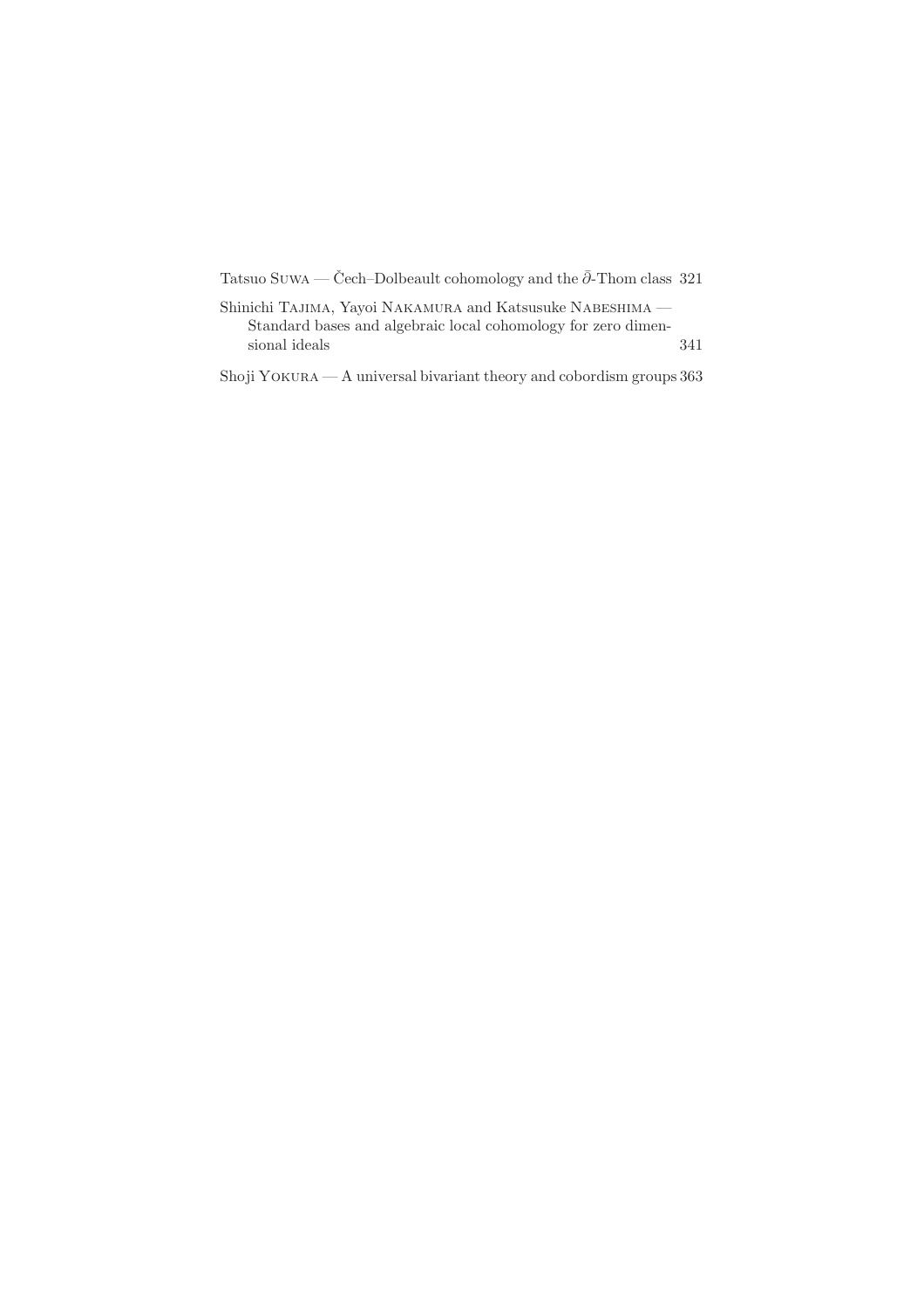Tatsuo Suwa — Čech–Dolbeault cohomology and the $\bar{\partial}$-Thom class 321

Shinichi Tajima, Yayoi Nakamura and Katsusuke Nabeshima — Standard bases and algebraic local cohomology for zero dimensional ideals 341

Shoji Yokura — A universal bivariant theory and cobordism groups 363